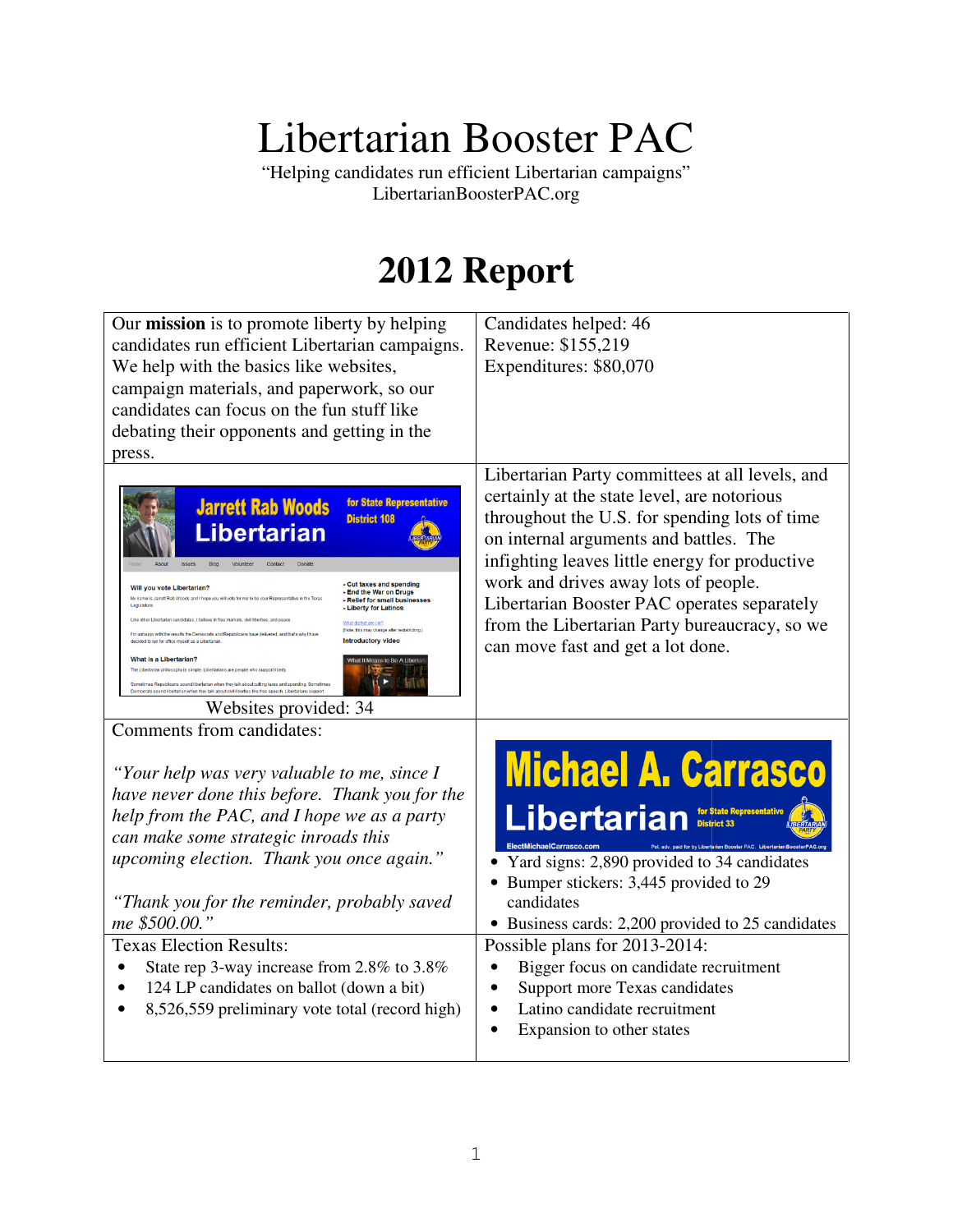# Libertarian Booster PAC

"Helping candidates run efficient Libertarian campaigns"
LibertarianBoosterPAC.org

## 2012 Report

Our **mission** is to promote liberty by helping candidates run efficient Libertarian campaigns. We help with the basics like websites, campaign materials, and paperwork, so our candidates can focus on the fun stuff like debating their opponents and getting in the press.

Candidates helped: 46
Revenue: $155,219
Expenditures: $80,070

Websites provided: 34

Libertarian Party committees at all levels, and certainly at the state level, are notorious throughout the U.S. for spending lots of time on internal arguments and battles. The infighting leaves little energy for productive work and drives away lots of people. Libertarian Booster PAC operates separately from the Libertarian Party bureaucracy, so we can move fast and get a lot done.

Comments from candidates:

*"Your help was very valuable to me, since I have never done this before. Thank you for the help from the PAC, and I hope we as a party can make some strategic inroads this upcoming election. Thank you once again."*

*"Thank you for the reminder, probably saved me $500.00."*

- Yard signs: 2,890 provided to 34 candidates
- Bumper stickers: 3,445 provided to 29 candidates
- Business cards: 2,200 provided to 25 candidates

Texas Election Results:

- State rep 3-way increase from 2.8% to 3.8%
- 124 LP candidates on ballot (down a bit)
- 8,526,559 preliminary vote total (record high)

Possible plans for 2013-2014:

- Bigger focus on candidate recruitment
- Support more Texas candidates
- Latino candidate recruitment
- Expansion to other states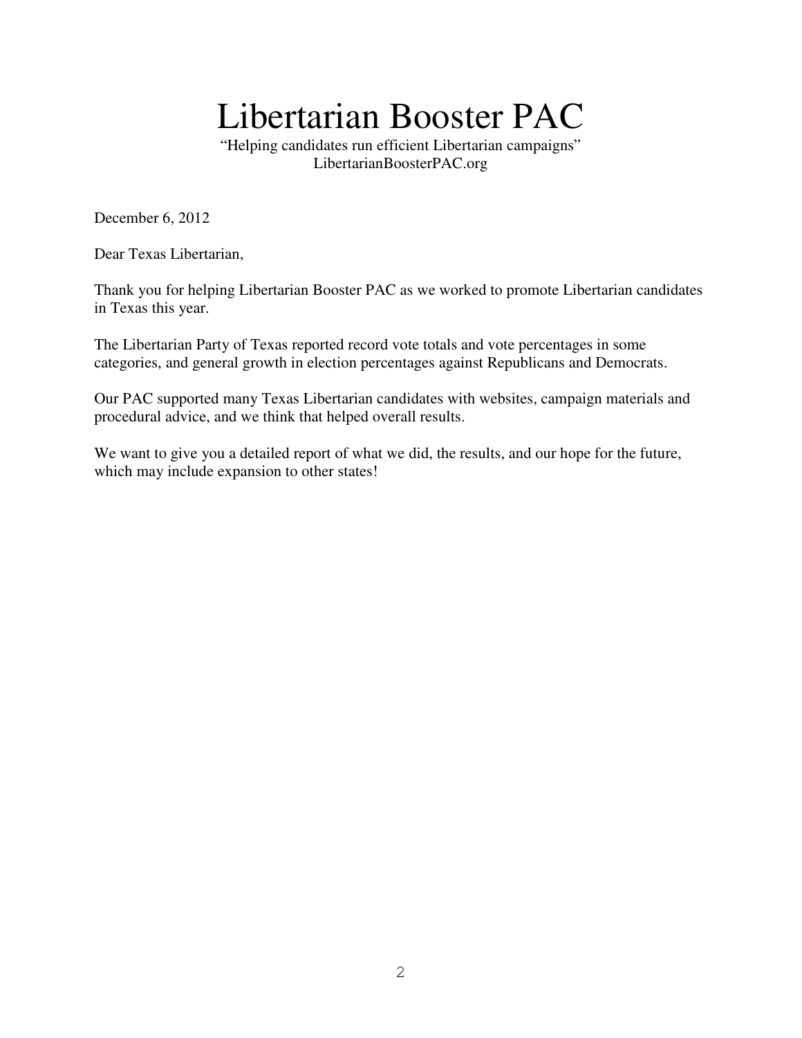# Libertarian Booster PAC

"Helping candidates run efficient Libertarian campaigns"
LibertarianBoosterPAC.org

December 6, 2012

Dear Texas Libertarian,

Thank you for helping Libertarian Booster PAC as we worked to promote Libertarian candidates in Texas this year.

The Libertarian Party of Texas reported record vote totals and vote percentages in some categories, and general growth in election percentages against Republicans and Democrats.

Our PAC supported many Texas Libertarian candidates with websites, campaign materials and procedural advice, and we think that helped overall results.

We want to give you a detailed report of what we did, the results, and our hope for the future, which may include expansion to other states!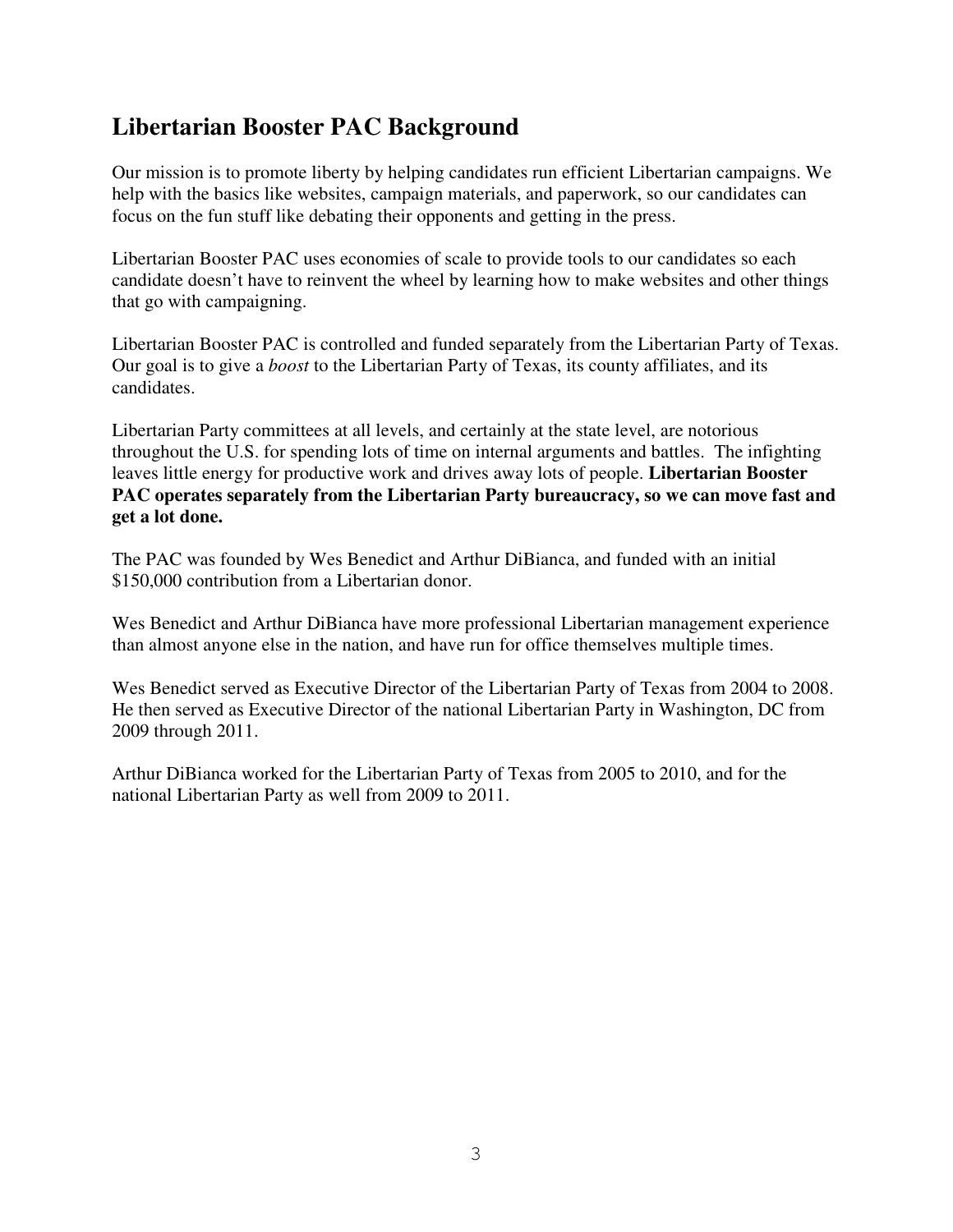## Libertarian Booster PAC Background

Our mission is to promote liberty by helping candidates run efficient Libertarian campaigns. We help with the basics like websites, campaign materials, and paperwork, so our candidates can focus on the fun stuff like debating their opponents and getting in the press.

Libertarian Booster PAC uses economies of scale to provide tools to our candidates so each candidate doesn't have to reinvent the wheel by learning how to make websites and other things that go with campaigning.

Libertarian Booster PAC is controlled and funded separately from the Libertarian Party of Texas. Our goal is to give a *boost* to the Libertarian Party of Texas, its county affiliates, and its candidates.

Libertarian Party committees at all levels, and certainly at the state level, are notorious throughout the U.S. for spending lots of time on internal arguments and battles. The infighting leaves little energy for productive work and drives away lots of people. **Libertarian Booster PAC operates separately from the Libertarian Party bureaucracy, so we can move fast and get a lot done.**

The PAC was founded by Wes Benedict and Arthur DiBianca, and funded with an initial $150,000 contribution from a Libertarian donor.

Wes Benedict and Arthur DiBianca have more professional Libertarian management experience than almost anyone else in the nation, and have run for office themselves multiple times.

Wes Benedict served as Executive Director of the Libertarian Party of Texas from 2004 to 2008. He then served as Executive Director of the national Libertarian Party in Washington, DC from 2009 through 2011.

Arthur DiBianca worked for the Libertarian Party of Texas from 2005 to 2010, and for the national Libertarian Party as well from 2009 to 2011.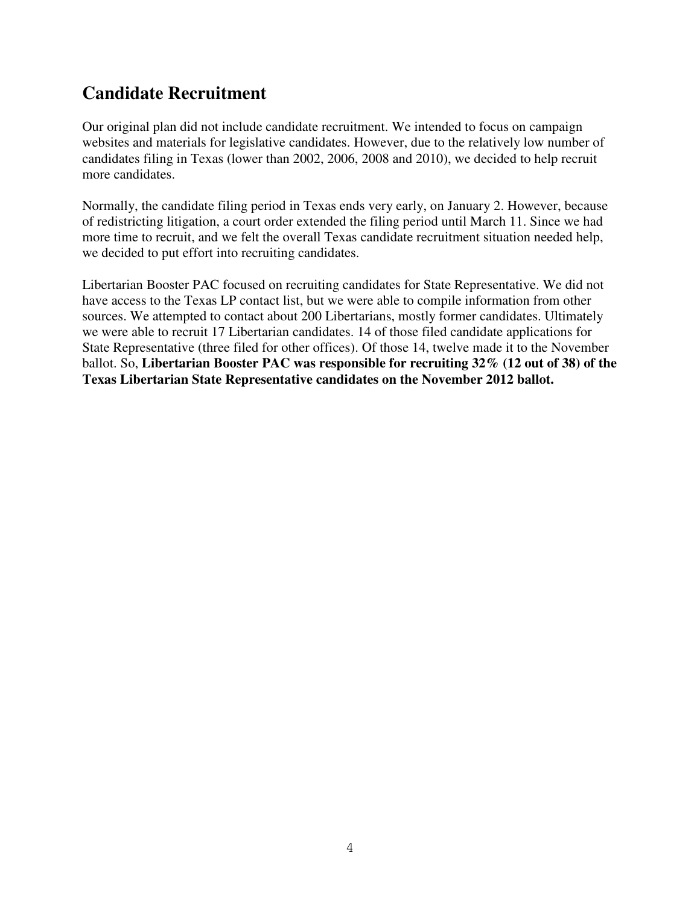## Candidate Recruitment

Our original plan did not include candidate recruitment. We intended to focus on campaign websites and materials for legislative candidates. However, due to the relatively low number of candidates filing in Texas (lower than 2002, 2006, 2008 and 2010), we decided to help recruit more candidates.

Normally, the candidate filing period in Texas ends very early, on January 2. However, because of redistricting litigation, a court order extended the filing period until March 11. Since we had more time to recruit, and we felt the overall Texas candidate recruitment situation needed help, we decided to put effort into recruiting candidates.

Libertarian Booster PAC focused on recruiting candidates for State Representative. We did not have access to the Texas LP contact list, but we were able to compile information from other sources. We attempted to contact about 200 Libertarians, mostly former candidates. Ultimately we were able to recruit 17 Libertarian candidates. 14 of those filed candidate applications for State Representative (three filed for other offices). Of those 14, twelve made it to the November ballot. So, **Libertarian Booster PAC was responsible for recruiting 32% (12 out of 38) of the Texas Libertarian State Representative candidates on the November 2012 ballot.**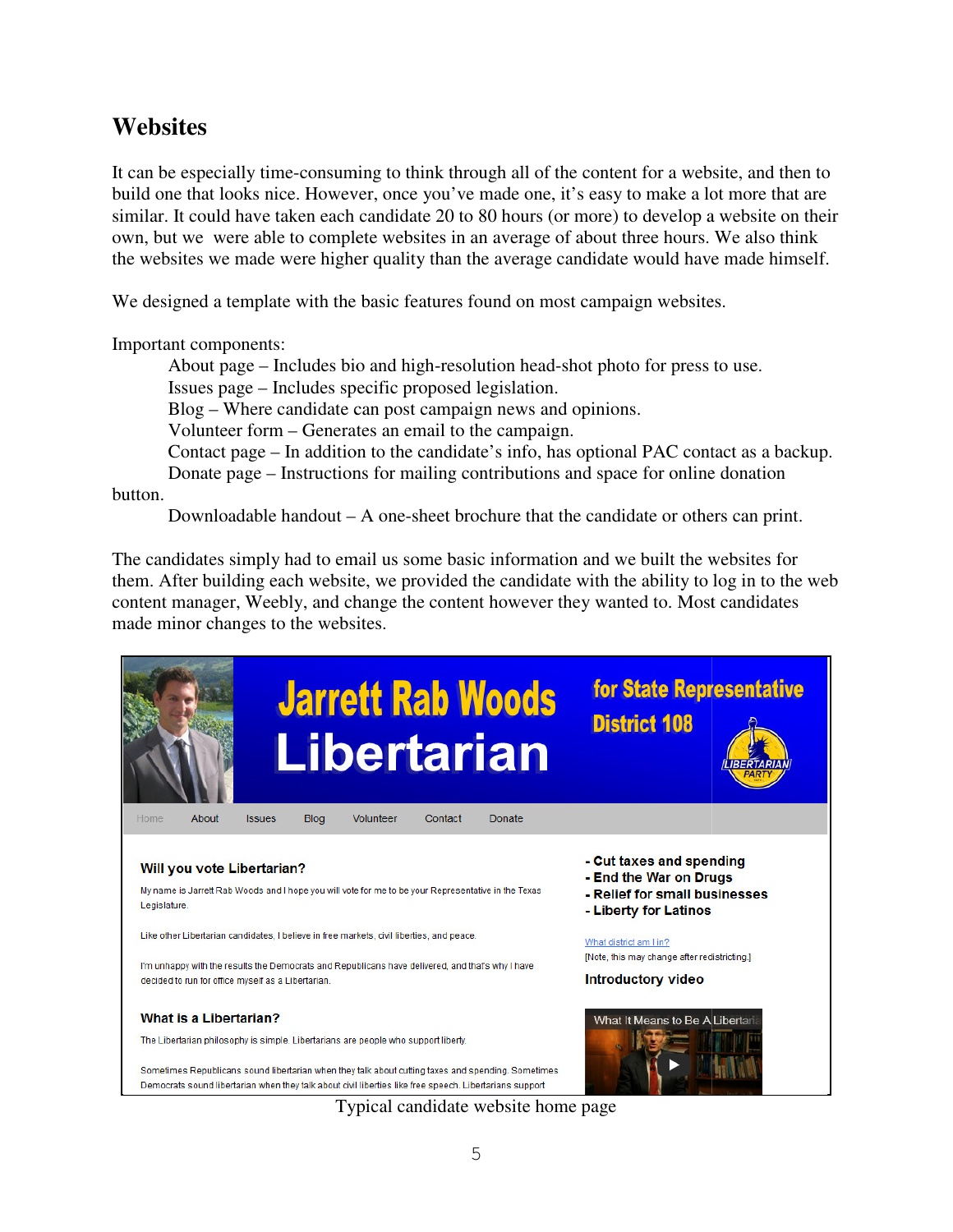## Websites

It can be especially time-consuming to think through all of the content for a website, and then to build one that looks nice. However, once you've made one, it's easy to make a lot more that are similar. It could have taken each candidate 20 to 80 hours (or more) to develop a website on their own, but we were able to complete websites in an average of about three hours. We also think the websites we made were higher quality than the average candidate would have made himself.

We designed a template with the basic features found on most campaign websites.

Important components:

- About page – Includes bio and high-resolution head-shot photo for press to use.
- Issues page – Includes specific proposed legislation.
- Blog – Where candidate can post campaign news and opinions.
- Volunteer form – Generates an email to the campaign.
- Contact page – In addition to the candidate's info, has optional PAC contact as a backup.
- Donate page – Instructions for mailing contributions and space for online donation button.
- Downloadable handout – A one-sheet brochure that the candidate or others can print.

The candidates simply had to email us some basic information and we built the websites for them. After building each website, we provided the candidate with the ability to log in to the web content manager, Weebly, and change the content however they wanted to. Most candidates made minor changes to the websites.

Typical candidate website home page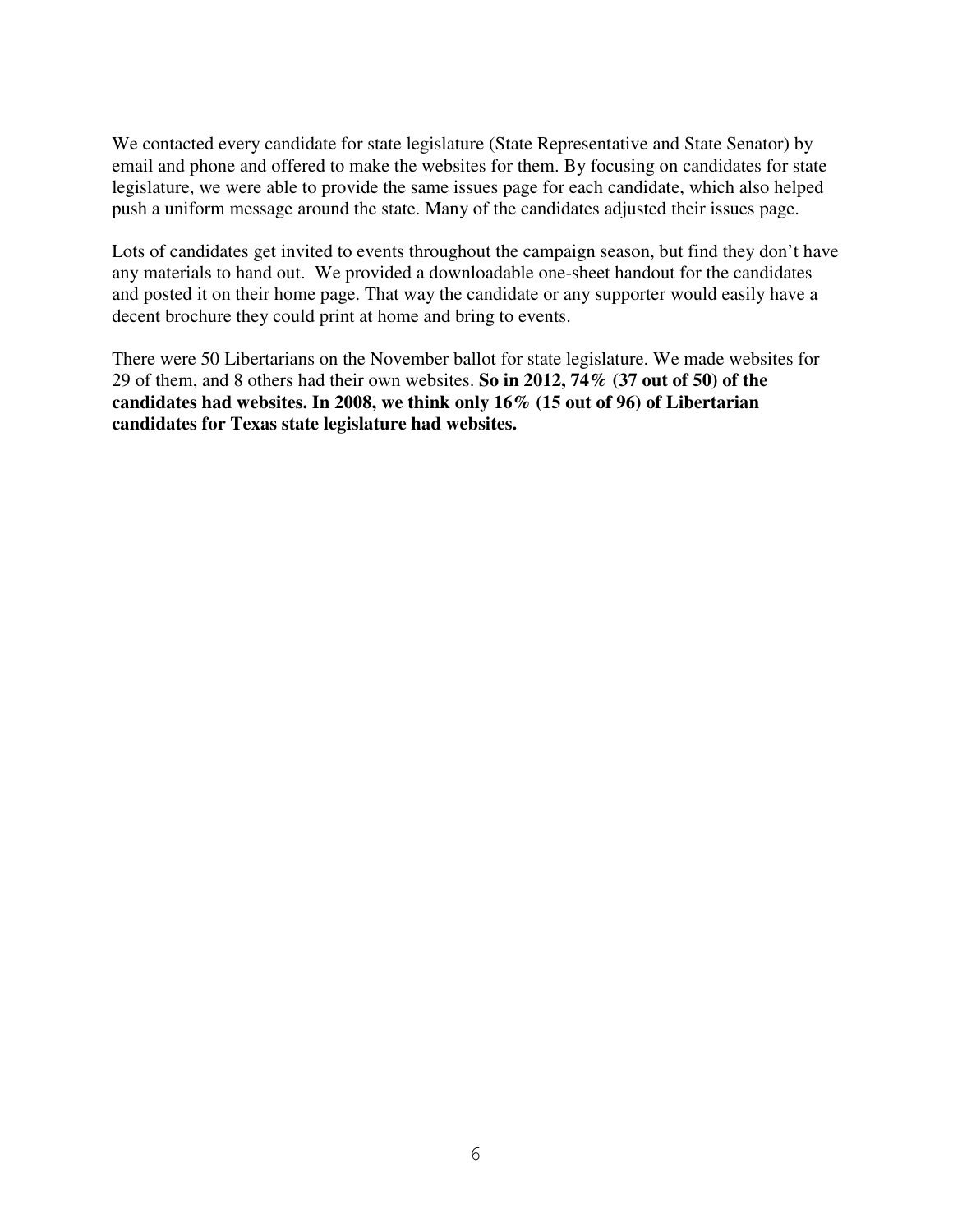We contacted every candidate for state legislature (State Representative and State Senator) by email and phone and offered to make the websites for them. By focusing on candidates for state legislature, we were able to provide the same issues page for each candidate, which also helped push a uniform message around the state. Many of the candidates adjusted their issues page.

Lots of candidates get invited to events throughout the campaign season, but find they don't have any materials to hand out. We provided a downloadable one-sheet handout for the candidates and posted it on their home page. That way the candidate or any supporter would easily have a decent brochure they could print at home and bring to events.

There were 50 Libertarians on the November ballot for state legislature. We made websites for 29 of them, and 8 others had their own websites. **So in 2012, 74% (37 out of 50) of the candidates had websites. In 2008, we think only 16% (15 out of 96) of Libertarian candidates for Texas state legislature had websites.**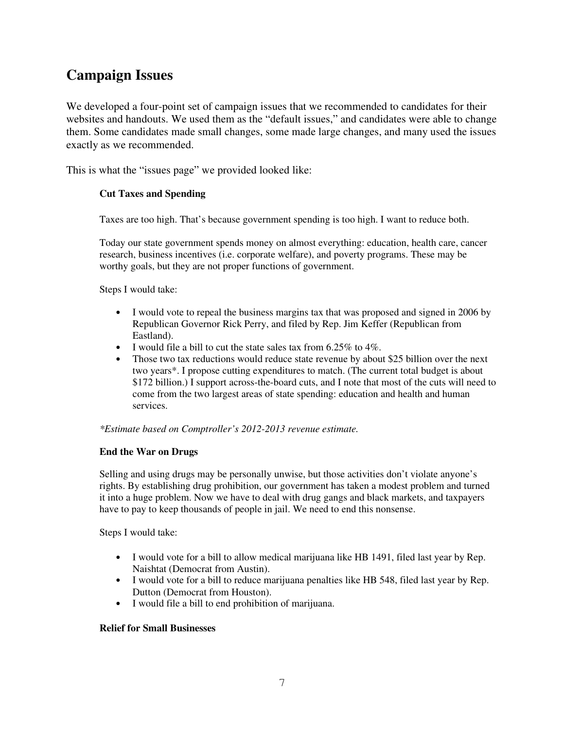## Campaign Issues

We developed a four-point set of campaign issues that we recommended to candidates for their websites and handouts. We used them as the "default issues," and candidates were able to change them. Some candidates made small changes, some made large changes, and many used the issues exactly as we recommended.

This is what the "issues page" we provided looked like:

> **Cut Taxes and Spending**
>
> Taxes are too high. That's because government spending is too high. I want to reduce both.
>
> Today our state government spends money on almost everything: education, health care, cancer research, business incentives (i.e. corporate welfare), and poverty programs. These may be worthy goals, but they are not proper functions of government.
>
> Steps I would take:
>
> - I would vote to repeal the business margins tax that was proposed and signed in 2006 by Republican Governor Rick Perry, and filed by Rep. Jim Keffer (Republican from Eastland).
> - I would file a bill to cut the state sales tax from 6.25% to 4%.
> - Those two tax reductions would reduce state revenue by about $25 billion over the next two years*. I propose cutting expenditures to match. (The current total budget is about $172 billion.) I support across-the-board cuts, and I note that most of the cuts will need to come from the two largest areas of state spending: education and health and human services.
>
> *\*Estimate based on Comptroller's 2012-2013 revenue estimate.*
>
> **End the War on Drugs**
>
> Selling and using drugs may be personally unwise, but those activities don't violate anyone's rights. By establishing drug prohibition, our government has taken a modest problem and turned it into a huge problem. Now we have to deal with drug gangs and black markets, and taxpayers have to pay to keep thousands of people in jail. We need to end this nonsense.
>
> Steps I would take:
>
> - I would vote for a bill to allow medical marijuana like HB 1491, filed last year by Rep. Naishtat (Democrat from Austin).
> - I would vote for a bill to reduce marijuana penalties like HB 548, filed last year by Rep. Dutton (Democrat from Houston).
> - I would file a bill to end prohibition of marijuana.
>
> **Relief for Small Businesses**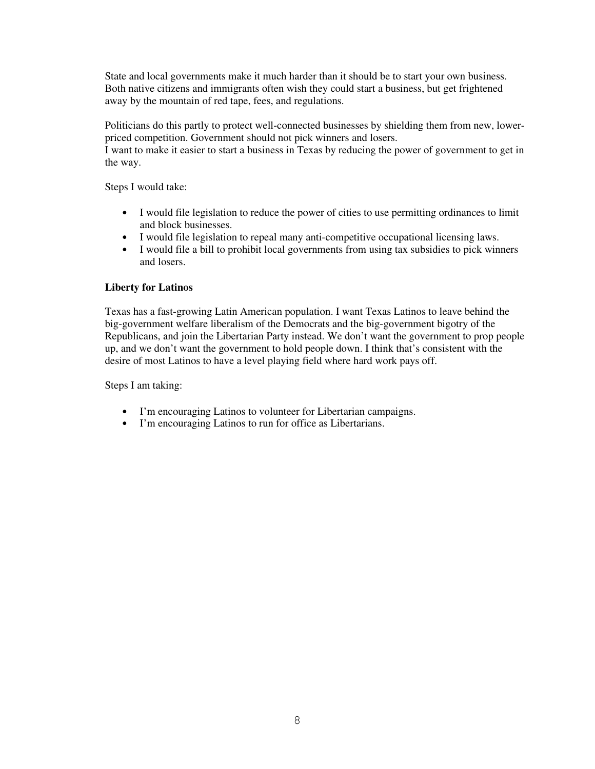State and local governments make it much harder than it should be to start your own business. Both native citizens and immigrants often wish they could start a business, but get frightened away by the mountain of red tape, fees, and regulations.

Politicians do this partly to protect well-connected businesses by shielding them from new, lower-priced competition. Government should not pick winners and losers.
I want to make it easier to start a business in Texas by reducing the power of government to get in the way.

Steps I would take:

- I would file legislation to reduce the power of cities to use permitting ordinances to limit and block businesses.
- I would file legislation to repeal many anti-competitive occupational licensing laws.
- I would file a bill to prohibit local governments from using tax subsidies to pick winners and losers.

**Liberty for Latinos**

Texas has a fast-growing Latin American population. I want Texas Latinos to leave behind the big-government welfare liberalism of the Democrats and the big-government bigotry of the Republicans, and join the Libertarian Party instead. We don't want the government to prop people up, and we don't want the government to hold people down. I think that's consistent with the desire of most Latinos to have a level playing field where hard work pays off.

Steps I am taking:

- I'm encouraging Latinos to volunteer for Libertarian campaigns.
- I'm encouraging Latinos to run for office as Libertarians.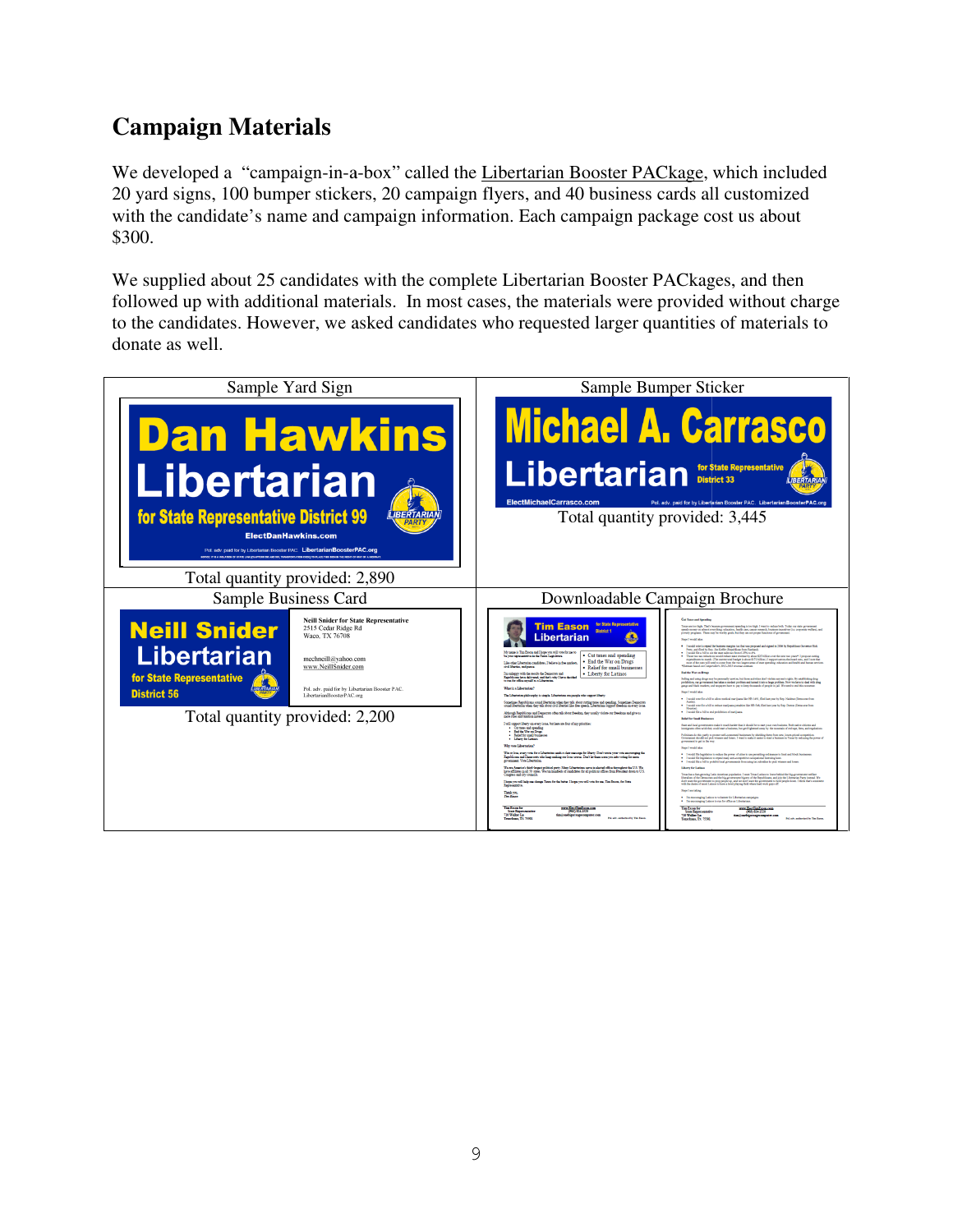## Campaign Materials

We developed a "campaign-in-a-box" called the Libertarian Booster PACkage, which included 20 yard signs, 100 bumper stickers, 20 campaign flyers, and 40 business cards all customized with the candidate's name and campaign information. Each campaign package cost us about $300.

We supplied about 25 candidates with the complete Libertarian Booster PACkages, and then followed up with additional materials. In most cases, the materials were provided without charge to the candidates. However, we asked candidates who requested larger quantities of materials to donate as well.

| Sample Yard Sign | Sample Bumper Sticker |
|---|---|
| Dan Hawkins<br>Libertarian<br>for State Representative District 99<br>ElectDanHawkins.com<br>Pol. adv. paid for by Libertarian Booster PAC. LibertarianBoosterPAC.org | Michael A. Carrasco<br>Libertarian for State Representative District 33<br>ElectMichaelCarrasco.com<br>Pol. adv. paid for by Libertarian Booster PAC. LibertarianBoosterPAC.org |
| Total quantity provided: 2,890 | Total quantity provided: 3,445 |
| **Sample Business Card** | **Downloadable Campaign Brochure** |
| Neill Snider<br>Libertarian<br>for State Representative District 56<br>Neill Snider for State Representative<br>2515 Cedar Ridge Rd<br>Waco, TX 76708<br>mechneill@yahoo.com<br>www.NeillSnider.com<br>Pol. adv. paid for by Libertarian Booster PAC. LibertarianBoosterPAC.org | Tim Eason<br>Libertarian for State Representative District 1<br>• Cut taxes and spending<br>• End the War on Drugs<br>• Relief for small businesses<br>• Liberty for Latinos |
| Total quantity provided: 2,200 | |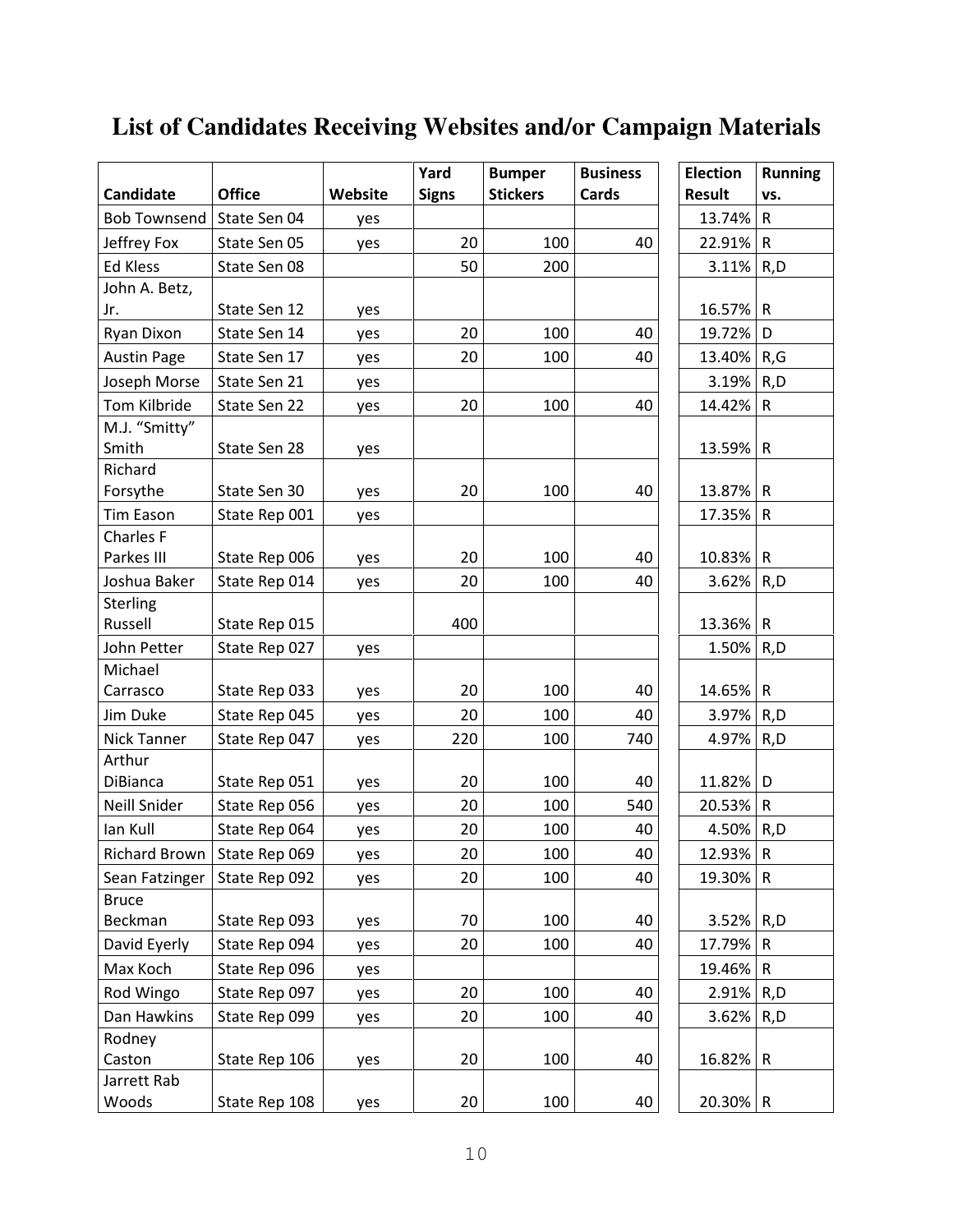# List of Candidates Receiving Websites and/or Campaign Materials

| Candidate | Office | Website | Yard Signs | Bumper Stickers | Business Cards | Election Result | Running vs. |
|---|---|---|---|---|---|---|---|
| Bob Townsend | State Sen 04 | yes | | | | 13.74% | R |
| Jeffrey Fox | State Sen 05 | yes | 20 | 100 | 40 | 22.91% | R |
| Ed Kless | State Sen 08 | | 50 | 200 | | 3.11% | R,D |
| John A. Betz, Jr. | State Sen 12 | yes | | | | 16.57% | R |
| Ryan Dixon | State Sen 14 | yes | 20 | 100 | 40 | 19.72% | D |
| Austin Page | State Sen 17 | yes | 20 | 100 | 40 | 13.40% | R,G |
| Joseph Morse | State Sen 21 | yes | | | | 3.19% | R,D |
| Tom Kilbride | State Sen 22 | yes | 20 | 100 | 40 | 14.42% | R |
| M.J. "Smitty" Smith | State Sen 28 | yes | | | | 13.59% | R |
| Richard Forsythe | State Sen 30 | yes | 20 | 100 | 40 | 13.87% | R |
| Tim Eason | State Rep 001 | yes | | | | 17.35% | R |
| Charles F Parkes III | State Rep 006 | yes | 20 | 100 | 40 | 10.83% | R |
| Joshua Baker | State Rep 014 | yes | 20 | 100 | 40 | 3.62% | R,D |
| Sterling Russell | State Rep 015 | | 400 | | | 13.36% | R |
| John Petter | State Rep 027 | yes | | | | 1.50% | R,D |
| Michael Carrasco | State Rep 033 | yes | 20 | 100 | 40 | 14.65% | R |
| Jim Duke | State Rep 045 | yes | 20 | 100 | 40 | 3.97% | R,D |
| Nick Tanner | State Rep 047 | yes | 220 | 100 | 740 | 4.97% | R,D |
| Arthur DiBianca | State Rep 051 | yes | 20 | 100 | 40 | 11.82% | D |
| Neill Snider | State Rep 056 | yes | 20 | 100 | 540 | 20.53% | R |
| Ian Kull | State Rep 064 | yes | 20 | 100 | 40 | 4.50% | R,D |
| Richard Brown | State Rep 069 | yes | 20 | 100 | 40 | 12.93% | R |
| Sean Fatzinger | State Rep 092 | yes | 20 | 100 | 40 | 19.30% | R |
| Bruce Beckman | State Rep 093 | yes | 70 | 100 | 40 | 3.52% | R,D |
| David Eyerly | State Rep 094 | yes | 20 | 100 | 40 | 17.79% | R |
| Max Koch | State Rep 096 | yes | | | | 19.46% | R |
| Rod Wingo | State Rep 097 | yes | 20 | 100 | 40 | 2.91% | R,D |
| Dan Hawkins | State Rep 099 | yes | 20 | 100 | 40 | 3.62% | R,D |
| Rodney Caston | State Rep 106 | yes | 20 | 100 | 40 | 16.82% | R |
| Jarrett Rab Woods | State Rep 108 | yes | 20 | 100 | 40 | 20.30% | R |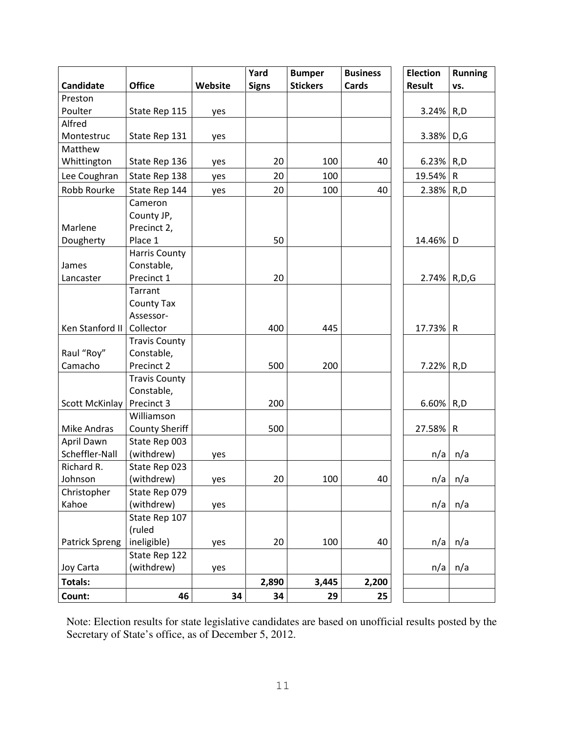| Candidate | Office | Website | Yard Signs | Bumper Stickers | Business Cards | Election Result | Running vs. |
|---|---|---|---|---|---|---|---|
| Preston Poulter | State Rep 115 | yes | | | | 3.24% | R,D |
| Alfred Montestruc | State Rep 131 | yes | | | | 3.38% | D,G |
| Matthew Whittington | State Rep 136 | yes | 20 | 100 | 40 | 6.23% | R,D |
| Lee Coughran | State Rep 138 | yes | 20 | 100 | | 19.54% | R |
| Robb Rourke | State Rep 144 | yes | 20 | 100 | 40 | 2.38% | R,D |
| Marlene Dougherty | Cameron County JP, Precinct 2, Place 1 | | 50 | | | 14.46% | D |
| James Lancaster | Harris County Constable, Precinct 1 | | 20 | | | 2.74% | R,D,G |
| Ken Stanford II | Tarrant County Tax Assessor-Collector | | 400 | 445 | | 17.73% | R |
| Raul “Roy” Camacho | Travis County Constable, Precinct 2 | | 500 | 200 | | 7.22% | R,D |
| Scott McKinlay | Travis County Constable, Precinct 3 | | 200 | | | 6.60% | R,D |
| Mike Andras | Williamson County Sheriff | | 500 | | | 27.58% | R |
| April Dawn Scheffler-Nall | State Rep 003 (withdrew) | yes | | | | n/a | n/a |
| Richard R. Johnson | State Rep 023 (withdrew) | yes | 20 | 100 | 40 | n/a | n/a |
| Christopher Kahoe | State Rep 079 (withdrew) | yes | | | | n/a | n/a |
| Patrick Spreng | State Rep 107 (ruled ineligible) | yes | 20 | 100 | 40 | n/a | n/a |
| Joy Carta | State Rep 122 (withdrew) | yes | | | | n/a | n/a |
| **Totals:** | | | **2,890** | **3,445** | **2,200** | | |
| **Count:** | **46** | **34** | **34** | **29** | **25** | | |

Note: Election results for state legislative candidates are based on unofficial results posted by the Secretary of State’s office, as of December 5, 2012.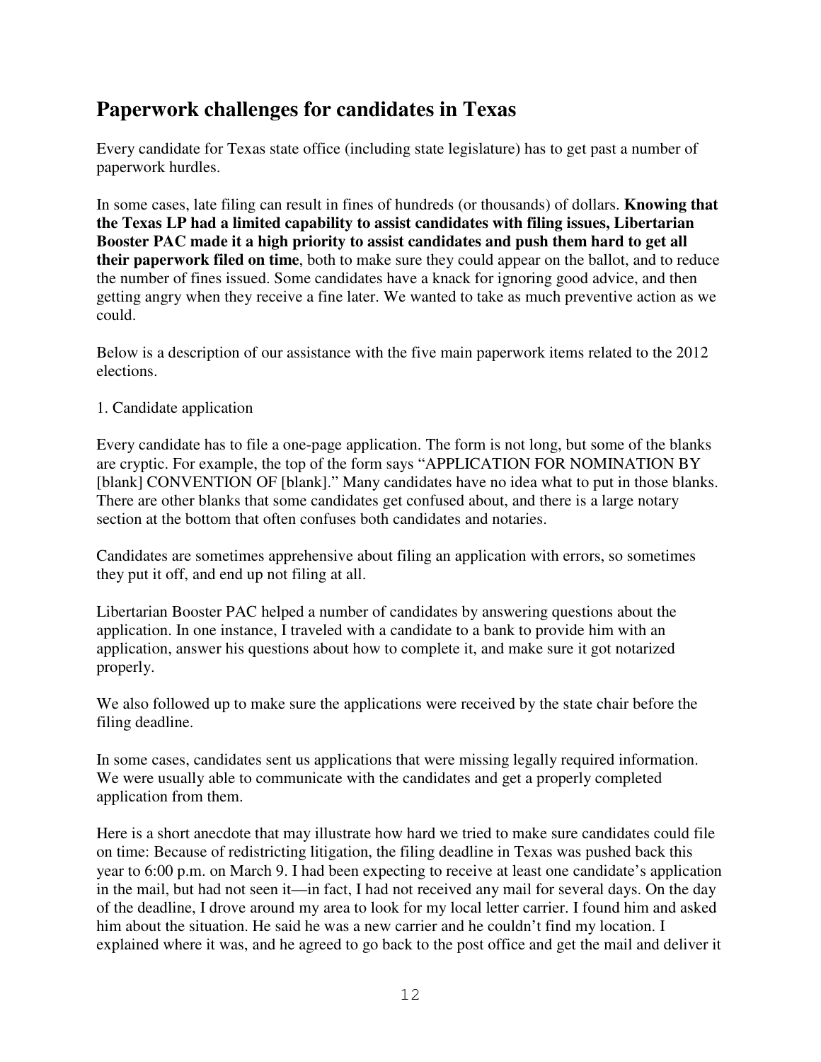## Paperwork challenges for candidates in Texas

Every candidate for Texas state office (including state legislature) has to get past a number of paperwork hurdles.

In some cases, late filing can result in fines of hundreds (or thousands) of dollars. **Knowing that the Texas LP had a limited capability to assist candidates with filing issues, Libertarian Booster PAC made it a high priority to assist candidates and push them hard to get all their paperwork filed on time**, both to make sure they could appear on the ballot, and to reduce the number of fines issued. Some candidates have a knack for ignoring good advice, and then getting angry when they receive a fine later. We wanted to take as much preventive action as we could.

Below is a description of our assistance with the five main paperwork items related to the 2012 elections.

1. Candidate application

Every candidate has to file a one-page application. The form is not long, but some of the blanks are cryptic. For example, the top of the form says "APPLICATION FOR NOMINATION BY [blank] CONVENTION OF [blank]." Many candidates have no idea what to put in those blanks. There are other blanks that some candidates get confused about, and there is a large notary section at the bottom that often confuses both candidates and notaries.

Candidates are sometimes apprehensive about filing an application with errors, so sometimes they put it off, and end up not filing at all.

Libertarian Booster PAC helped a number of candidates by answering questions about the application. In one instance, I traveled with a candidate to a bank to provide him with an application, answer his questions about how to complete it, and make sure it got notarized properly.

We also followed up to make sure the applications were received by the state chair before the filing deadline.

In some cases, candidates sent us applications that were missing legally required information. We were usually able to communicate with the candidates and get a properly completed application from them.

Here is a short anecdote that may illustrate how hard we tried to make sure candidates could file on time: Because of redistricting litigation, the filing deadline in Texas was pushed back this year to 6:00 p.m. on March 9. I had been expecting to receive at least one candidate's application in the mail, but had not seen it—in fact, I had not received any mail for several days. On the day of the deadline, I drove around my area to look for my local letter carrier. I found him and asked him about the situation. He said he was a new carrier and he couldn't find my location. I explained where it was, and he agreed to go back to the post office and get the mail and deliver it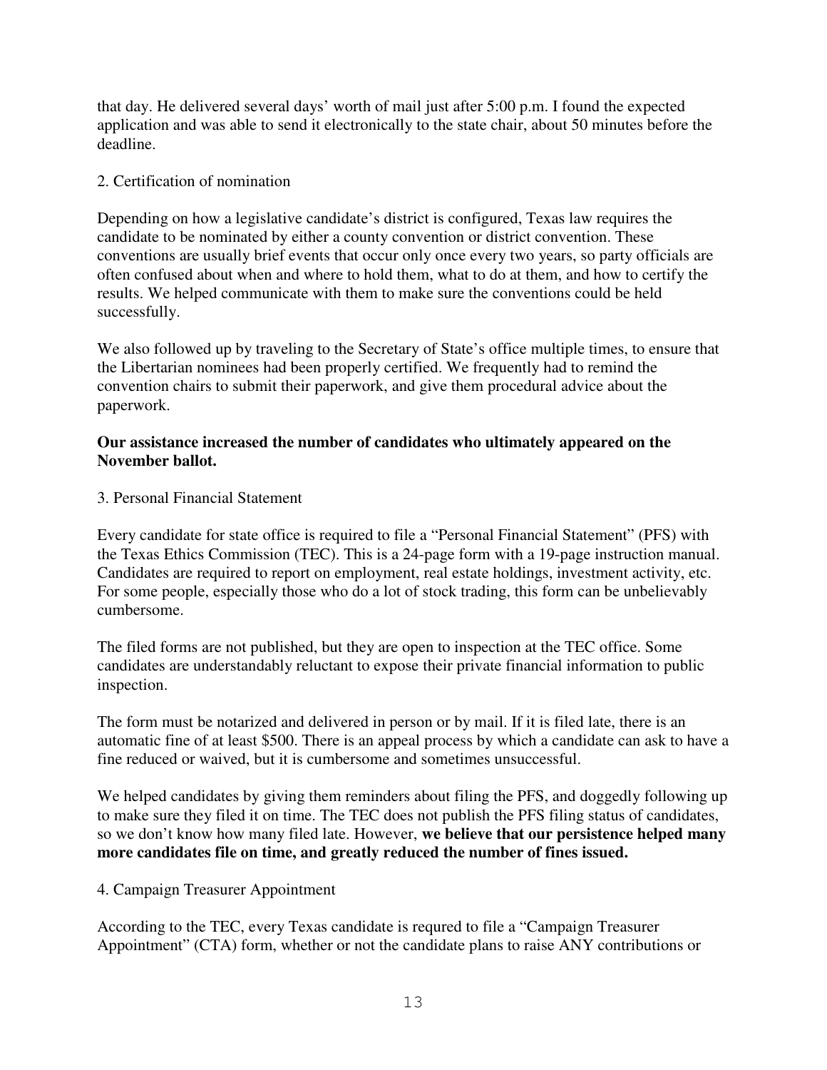that day. He delivered several days' worth of mail just after 5:00 p.m. I found the expected application and was able to send it electronically to the state chair, about 50 minutes before the deadline.

2. Certification of nomination

Depending on how a legislative candidate's district is configured, Texas law requires the candidate to be nominated by either a county convention or district convention. These conventions are usually brief events that occur only once every two years, so party officials are often confused about when and where to hold them, what to do at them, and how to certify the results. We helped communicate with them to make sure the conventions could be held successfully.

We also followed up by traveling to the Secretary of State's office multiple times, to ensure that the Libertarian nominees had been properly certified. We frequently had to remind the convention chairs to submit their paperwork, and give them procedural advice about the paperwork.

**Our assistance increased the number of candidates who ultimately appeared on the November ballot.**

3. Personal Financial Statement

Every candidate for state office is required to file a "Personal Financial Statement" (PFS) with the Texas Ethics Commission (TEC). This is a 24-page form with a 19-page instruction manual. Candidates are required to report on employment, real estate holdings, investment activity, etc. For some people, especially those who do a lot of stock trading, this form can be unbelievably cumbersome.

The filed forms are not published, but they are open to inspection at the TEC office. Some candidates are understandably reluctant to expose their private financial information to public inspection.

The form must be notarized and delivered in person or by mail. If it is filed late, there is an automatic fine of at least $500. There is an appeal process by which a candidate can ask to have a fine reduced or waived, but it is cumbersome and sometimes unsuccessful.

We helped candidates by giving them reminders about filing the PFS, and doggedly following up to make sure they filed it on time. The TEC does not publish the PFS filing status of candidates, so we don't know how many filed late. However, **we believe that our persistence helped many more candidates file on time, and greatly reduced the number of fines issued.**

4. Campaign Treasurer Appointment

According to the TEC, every Texas candidate is requred to file a "Campaign Treasurer Appointment" (CTA) form, whether or not the candidate plans to raise ANY contributions or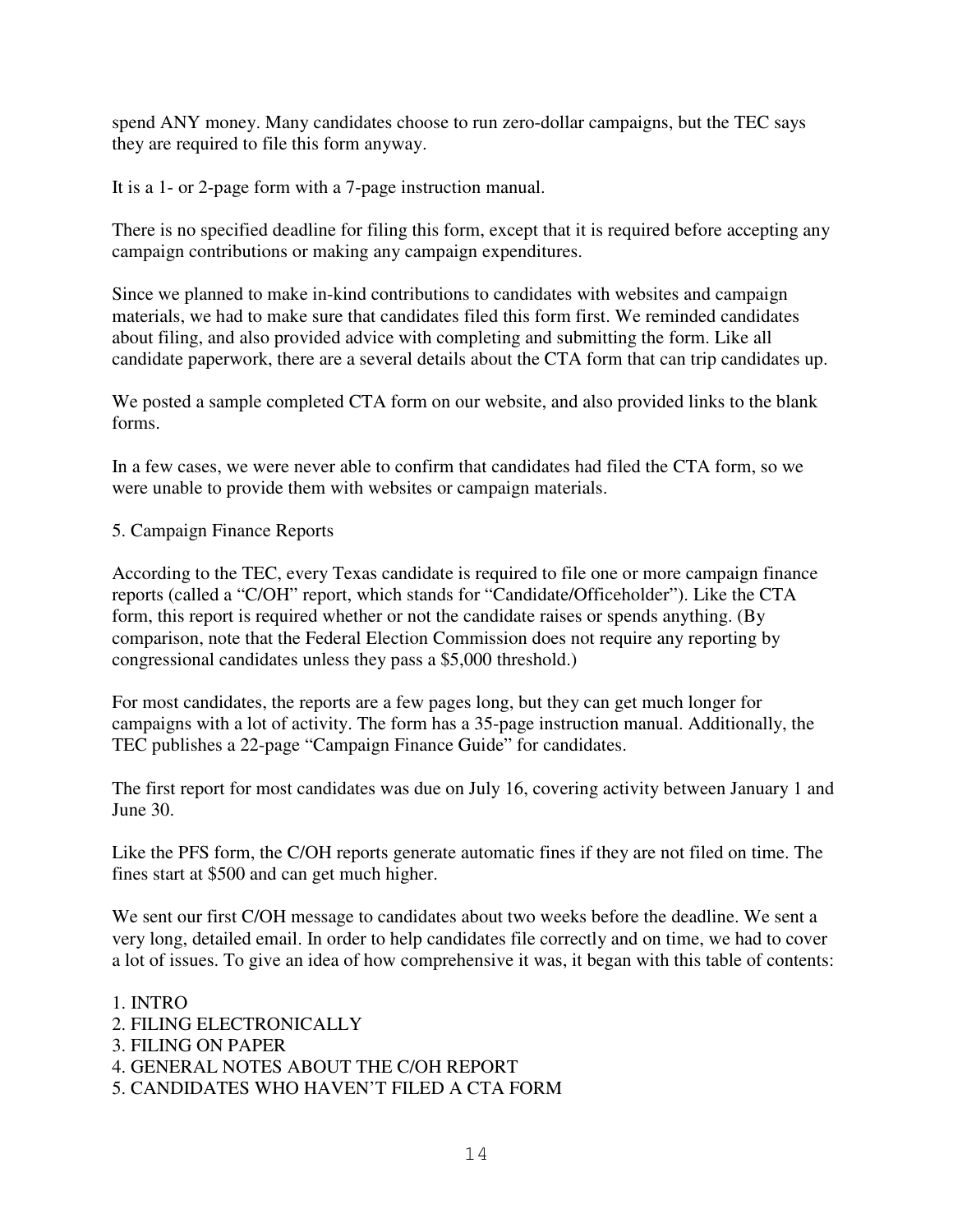spend ANY money. Many candidates choose to run zero-dollar campaigns, but the TEC says they are required to file this form anyway.

It is a 1- or 2-page form with a 7-page instruction manual.

There is no specified deadline for filing this form, except that it is required before accepting any campaign contributions or making any campaign expenditures.

Since we planned to make in-kind contributions to candidates with websites and campaign materials, we had to make sure that candidates filed this form first. We reminded candidates about filing, and also provided advice with completing and submitting the form. Like all candidate paperwork, there are a several details about the CTA form that can trip candidates up.

We posted a sample completed CTA form on our website, and also provided links to the blank forms.

In a few cases, we were never able to confirm that candidates had filed the CTA form, so we were unable to provide them with websites or campaign materials.

5. Campaign Finance Reports

According to the TEC, every Texas candidate is required to file one or more campaign finance reports (called a "C/OH" report, which stands for "Candidate/Officeholder"). Like the CTA form, this report is required whether or not the candidate raises or spends anything. (By comparison, note that the Federal Election Commission does not require any reporting by congressional candidates unless they pass a $5,000 threshold.)

For most candidates, the reports are a few pages long, but they can get much longer for campaigns with a lot of activity. The form has a 35-page instruction manual. Additionally, the TEC publishes a 22-page "Campaign Finance Guide" for candidates.

The first report for most candidates was due on July 16, covering activity between January 1 and June 30.

Like the PFS form, the C/OH reports generate automatic fines if they are not filed on time. The fines start at $500 and can get much higher.

We sent our first C/OH message to candidates about two weeks before the deadline. We sent a very long, detailed email. In order to help candidates file correctly and on time, we had to cover a lot of issues. To give an idea of how comprehensive it was, it began with this table of contents:

1. INTRO
2. FILING ELECTRONICALLY
3. FILING ON PAPER
4. GENERAL NOTES ABOUT THE C/OH REPORT
5. CANDIDATES WHO HAVEN'T FILED A CTA FORM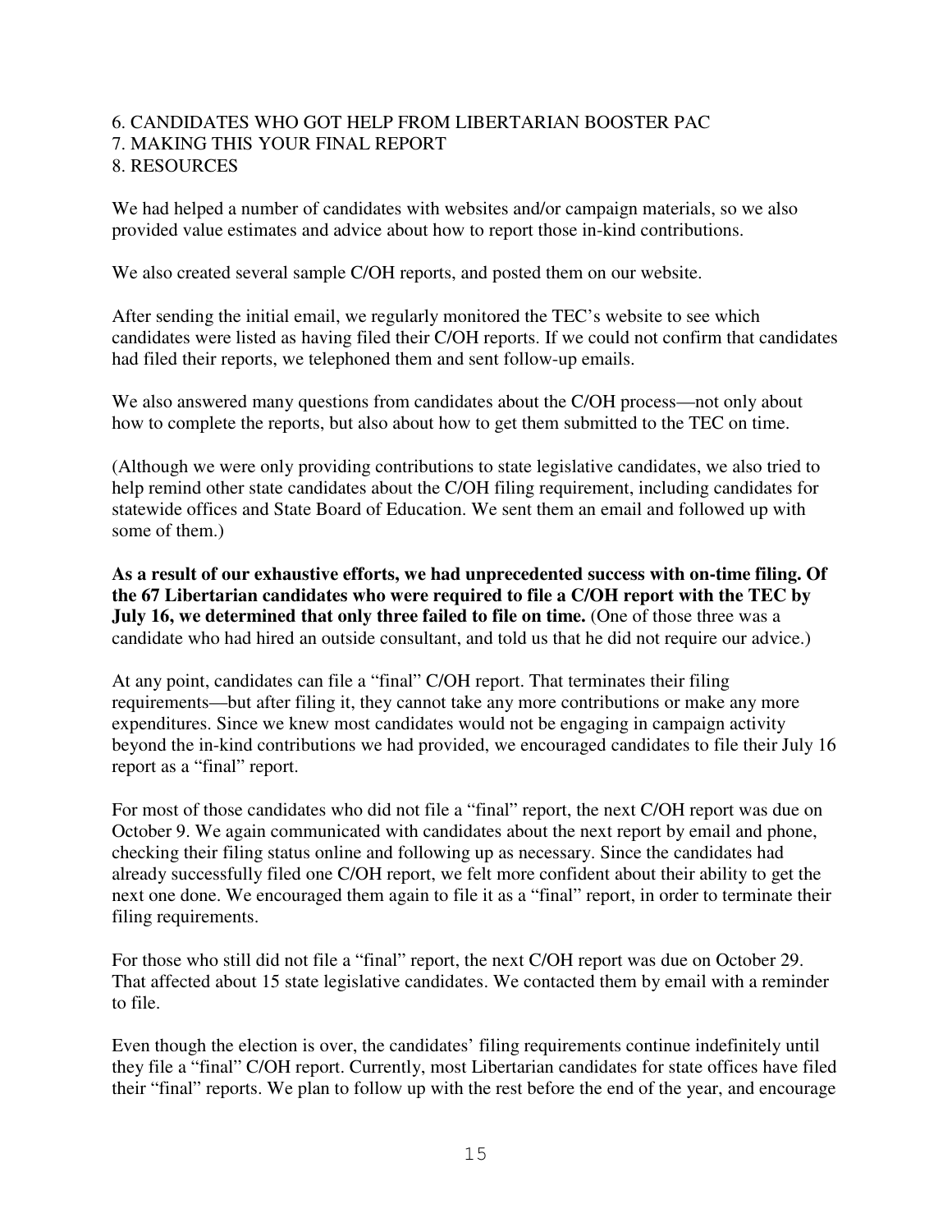6. CANDIDATES WHO GOT HELP FROM LIBERTARIAN BOOSTER PAC
7. MAKING THIS YOUR FINAL REPORT
8. RESOURCES

We had helped a number of candidates with websites and/or campaign materials, so we also provided value estimates and advice about how to report those in-kind contributions.

We also created several sample C/OH reports, and posted them on our website.

After sending the initial email, we regularly monitored the TEC's website to see which candidates were listed as having filed their C/OH reports. If we could not confirm that candidates had filed their reports, we telephoned them and sent follow-up emails.

We also answered many questions from candidates about the C/OH process—not only about how to complete the reports, but also about how to get them submitted to the TEC on time.

(Although we were only providing contributions to state legislative candidates, we also tried to help remind other state candidates about the C/OH filing requirement, including candidates for statewide offices and State Board of Education. We sent them an email and followed up with some of them.)

**As a result of our exhaustive efforts, we had unprecedented success with on-time filing. Of the 67 Libertarian candidates who were required to file a C/OH report with the TEC by July 16, we determined that only three failed to file on time.** (One of those three was a candidate who had hired an outside consultant, and told us that he did not require our advice.)

At any point, candidates can file a "final" C/OH report. That terminates their filing requirements—but after filing it, they cannot take any more contributions or make any more expenditures. Since we knew most candidates would not be engaging in campaign activity beyond the in-kind contributions we had provided, we encouraged candidates to file their July 16 report as a "final" report.

For most of those candidates who did not file a "final" report, the next C/OH report was due on October 9. We again communicated with candidates about the next report by email and phone, checking their filing status online and following up as necessary. Since the candidates had already successfully filed one C/OH report, we felt more confident about their ability to get the next one done. We encouraged them again to file it as a "final" report, in order to terminate their filing requirements.

For those who still did not file a "final" report, the next C/OH report was due on October 29. That affected about 15 state legislative candidates. We contacted them by email with a reminder to file.

Even though the election is over, the candidates' filing requirements continue indefinitely until they file a "final" C/OH report. Currently, most Libertarian candidates for state offices have filed their "final" reports. We plan to follow up with the rest before the end of the year, and encourage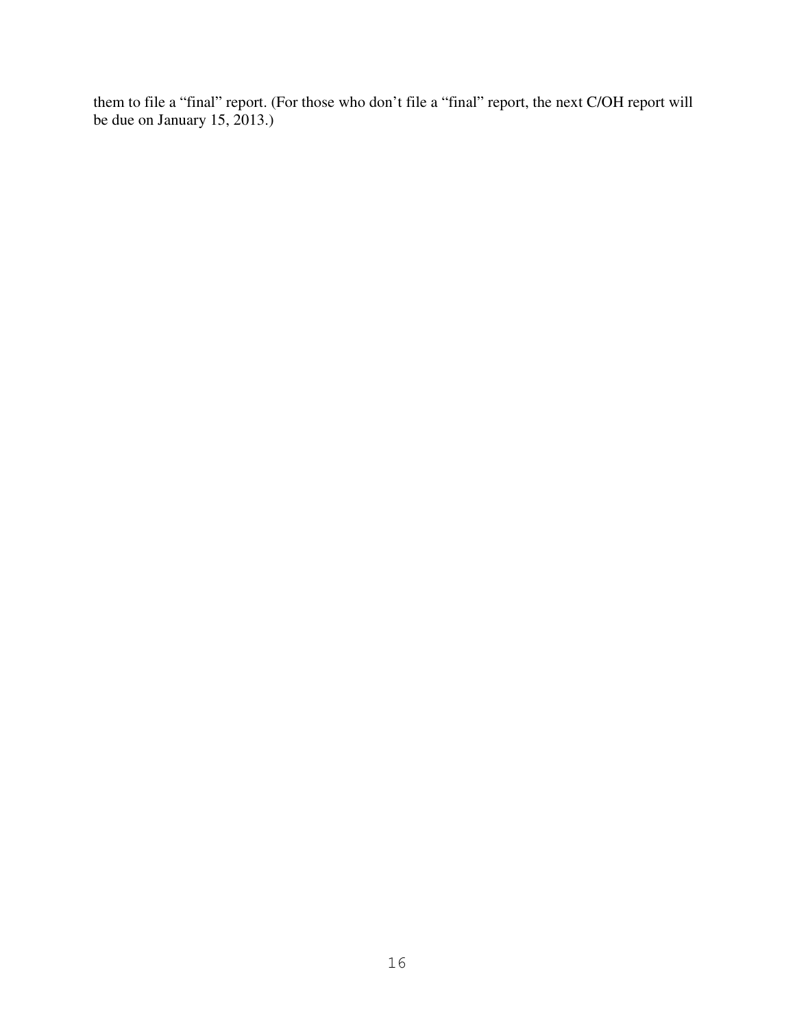them to file a "final" report. (For those who don't file a "final" report, the next C/OH report will be due on January 15, 2013.)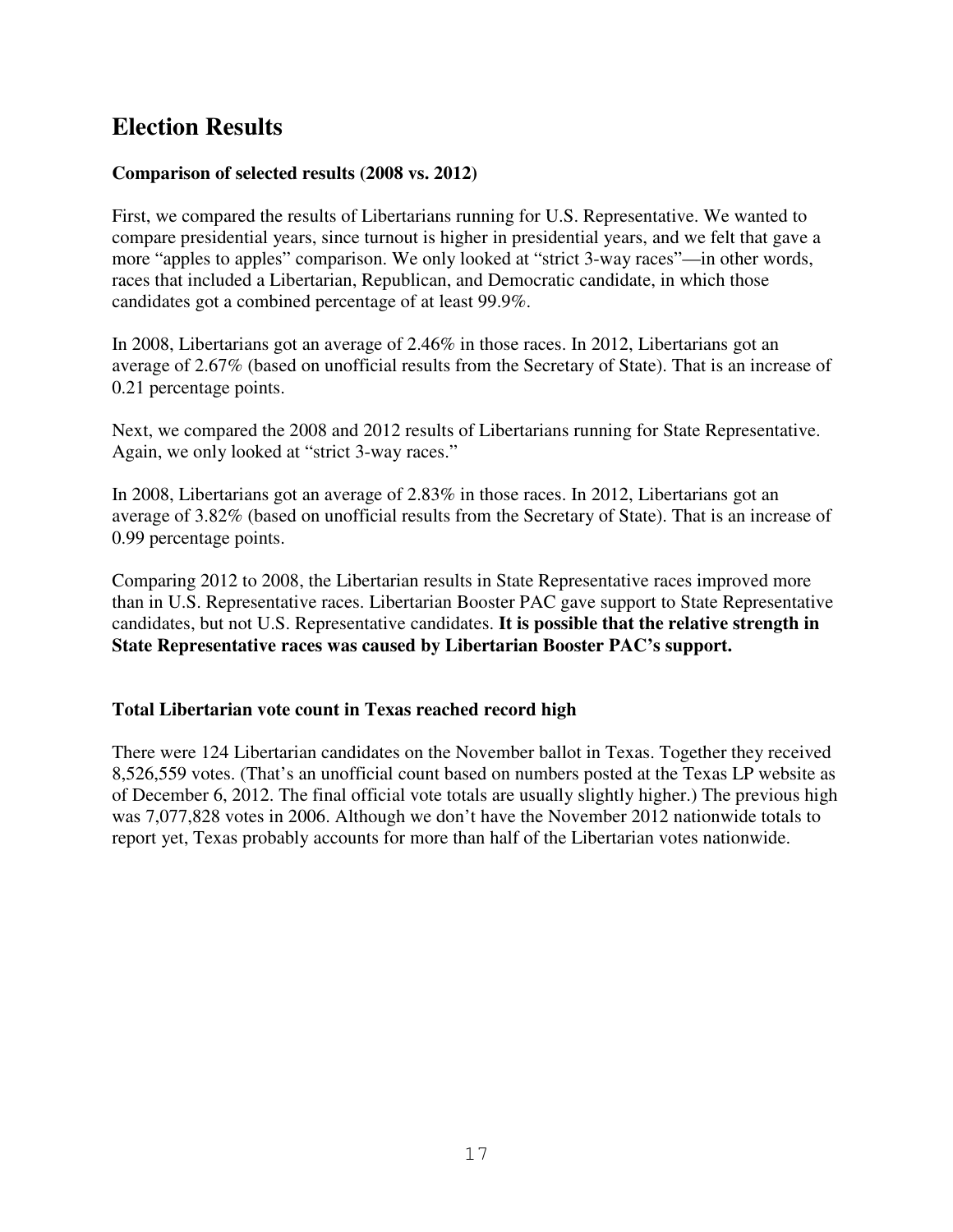# Election Results

### Comparison of selected results (2008 vs. 2012)

First, we compared the results of Libertarians running for U.S. Representative. We wanted to compare presidential years, since turnout is higher in presidential years, and we felt that gave a more "apples to apples" comparison. We only looked at "strict 3-way races"—in other words, races that included a Libertarian, Republican, and Democratic candidate, in which those candidates got a combined percentage of at least 99.9%.

In 2008, Libertarians got an average of 2.46% in those races. In 2012, Libertarians got an average of 2.67% (based on unofficial results from the Secretary of State). That is an increase of 0.21 percentage points.

Next, we compared the 2008 and 2012 results of Libertarians running for State Representative. Again, we only looked at "strict 3-way races."

In 2008, Libertarians got an average of 2.83% in those races. In 2012, Libertarians got an average of 3.82% (based on unofficial results from the Secretary of State). That is an increase of 0.99 percentage points.

Comparing 2012 to 2008, the Libertarian results in State Representative races improved more than in U.S. Representative races. Libertarian Booster PAC gave support to State Representative candidates, but not U.S. Representative candidates. **It is possible that the relative strength in State Representative races was caused by Libertarian Booster PAC's support.**

### Total Libertarian vote count in Texas reached record high

There were 124 Libertarian candidates on the November ballot in Texas. Together they received 8,526,559 votes. (That's an unofficial count based on numbers posted at the Texas LP website as of December 6, 2012. The final official vote totals are usually slightly higher.) The previous high was 7,077,828 votes in 2006. Although we don't have the November 2012 nationwide totals to report yet, Texas probably accounts for more than half of the Libertarian votes nationwide.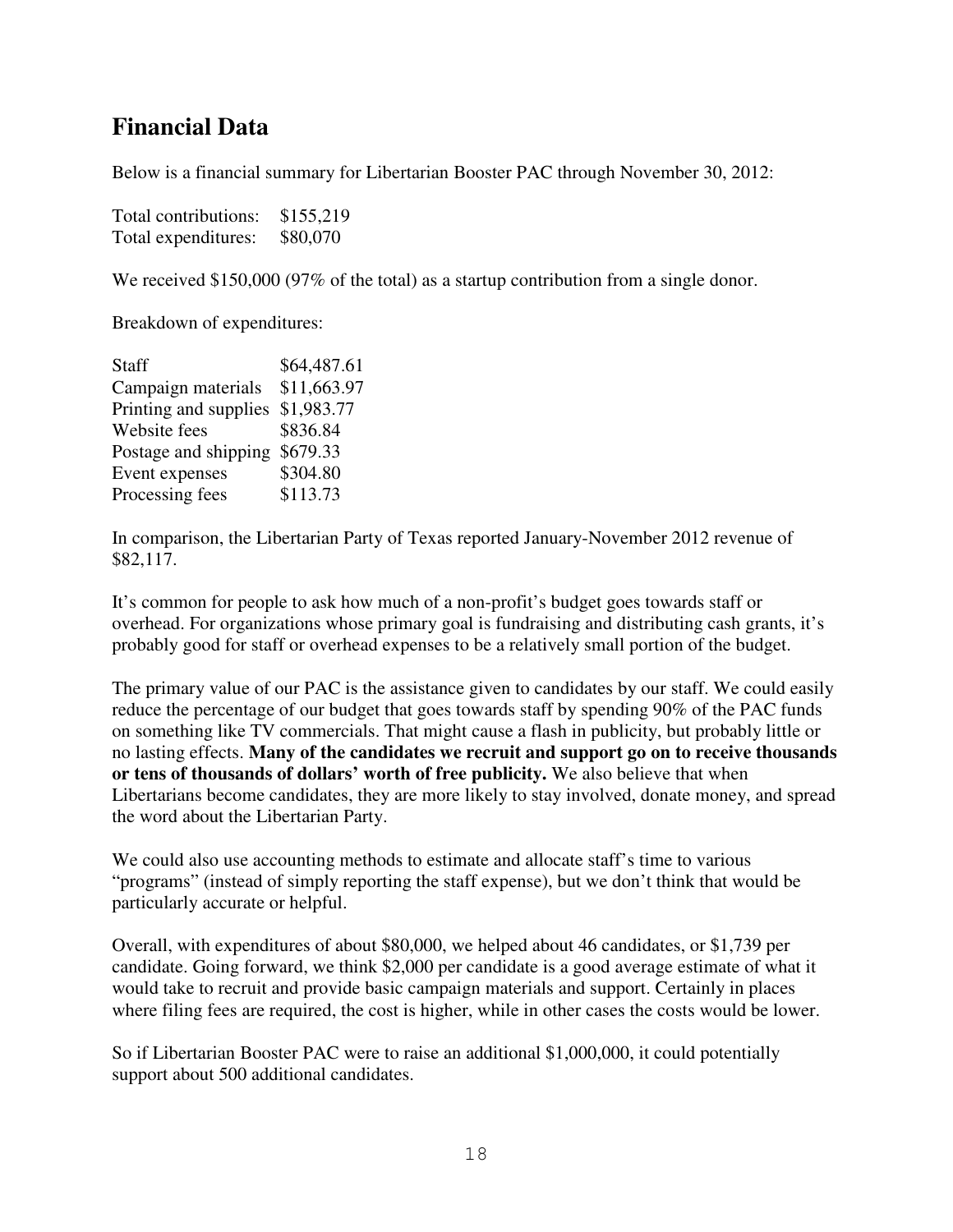## Financial Data

Below is a financial summary for Libertarian Booster PAC through November 30, 2012:

| | |
|---|---|
| Total contributions: | $155,219 |
| Total expenditures: | $80,070 |

We received $150,000 (97% of the total) as a startup contribution from a single donor.

Breakdown of expenditures:

| | |
|---|---|
| Staff | $64,487.61 |
| Campaign materials | $11,663.97 |
| Printing and supplies | $1,983.77 |
| Website fees | $836.84 |
| Postage and shipping | $679.33 |
| Event expenses | $304.80 |
| Processing fees | $113.73 |

In comparison, the Libertarian Party of Texas reported January-November 2012 revenue of $82,117.

It's common for people to ask how much of a non-profit's budget goes towards staff or overhead. For organizations whose primary goal is fundraising and distributing cash grants, it's probably good for staff or overhead expenses to be a relatively small portion of the budget.

The primary value of our PAC is the assistance given to candidates by our staff. We could easily reduce the percentage of our budget that goes towards staff by spending 90% of the PAC funds on something like TV commercials. That might cause a flash in publicity, but probably little or no lasting effects. **Many of the candidates we recruit and support go on to receive thousands or tens of thousands of dollars' worth of free publicity.** We also believe that when Libertarians become candidates, they are more likely to stay involved, donate money, and spread the word about the Libertarian Party.

We could also use accounting methods to estimate and allocate staff's time to various "programs" (instead of simply reporting the staff expense), but we don't think that would be particularly accurate or helpful.

Overall, with expenditures of about $80,000, we helped about 46 candidates, or $1,739 per candidate. Going forward, we think $2,000 per candidate is a good average estimate of what it would take to recruit and provide basic campaign materials and support. Certainly in places where filing fees are required, the cost is higher, while in other cases the costs would be lower.

So if Libertarian Booster PAC were to raise an additional $1,000,000, it could potentially support about 500 additional candidates.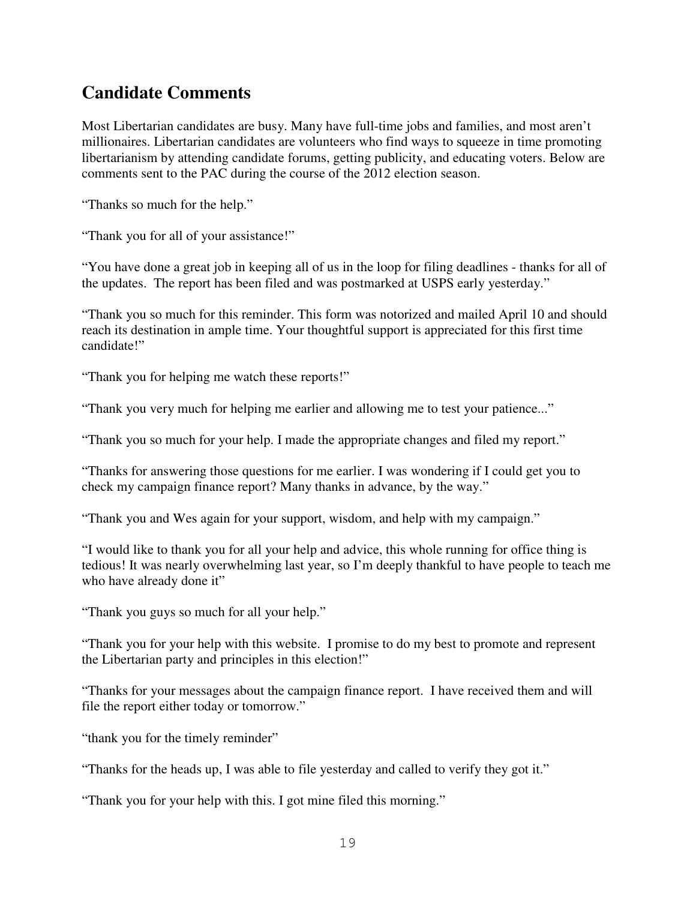## Candidate Comments

Most Libertarian candidates are busy. Many have full-time jobs and families, and most aren't millionaires. Libertarian candidates are volunteers who find ways to squeeze in time promoting libertarianism by attending candidate forums, getting publicity, and educating voters. Below are comments sent to the PAC during the course of the 2012 election season.

"Thanks so much for the help."

"Thank you for all of your assistance!"

"You have done a great job in keeping all of us in the loop for filing deadlines - thanks for all of the updates. The report has been filed and was postmarked at USPS early yesterday."

"Thank you so much for this reminder. This form was notorized and mailed April 10 and should reach its destination in ample time. Your thoughtful support is appreciated for this first time candidate!"

"Thank you for helping me watch these reports!"

"Thank you very much for helping me earlier and allowing me to test your patience..."

"Thank you so much for your help. I made the appropriate changes and filed my report."

"Thanks for answering those questions for me earlier. I was wondering if I could get you to check my campaign finance report? Many thanks in advance, by the way."

"Thank you and Wes again for your support, wisdom, and help with my campaign."

"I would like to thank you for all your help and advice, this whole running for office thing is tedious! It was nearly overwhelming last year, so I'm deeply thankful to have people to teach me who have already done it"

"Thank you guys so much for all your help."

"Thank you for your help with this website. I promise to do my best to promote and represent the Libertarian party and principles in this election!"

"Thanks for your messages about the campaign finance report. I have received them and will file the report either today or tomorrow."

"thank you for the timely reminder"

"Thanks for the heads up, I was able to file yesterday and called to verify they got it."

"Thank you for your help with this. I got mine filed this morning."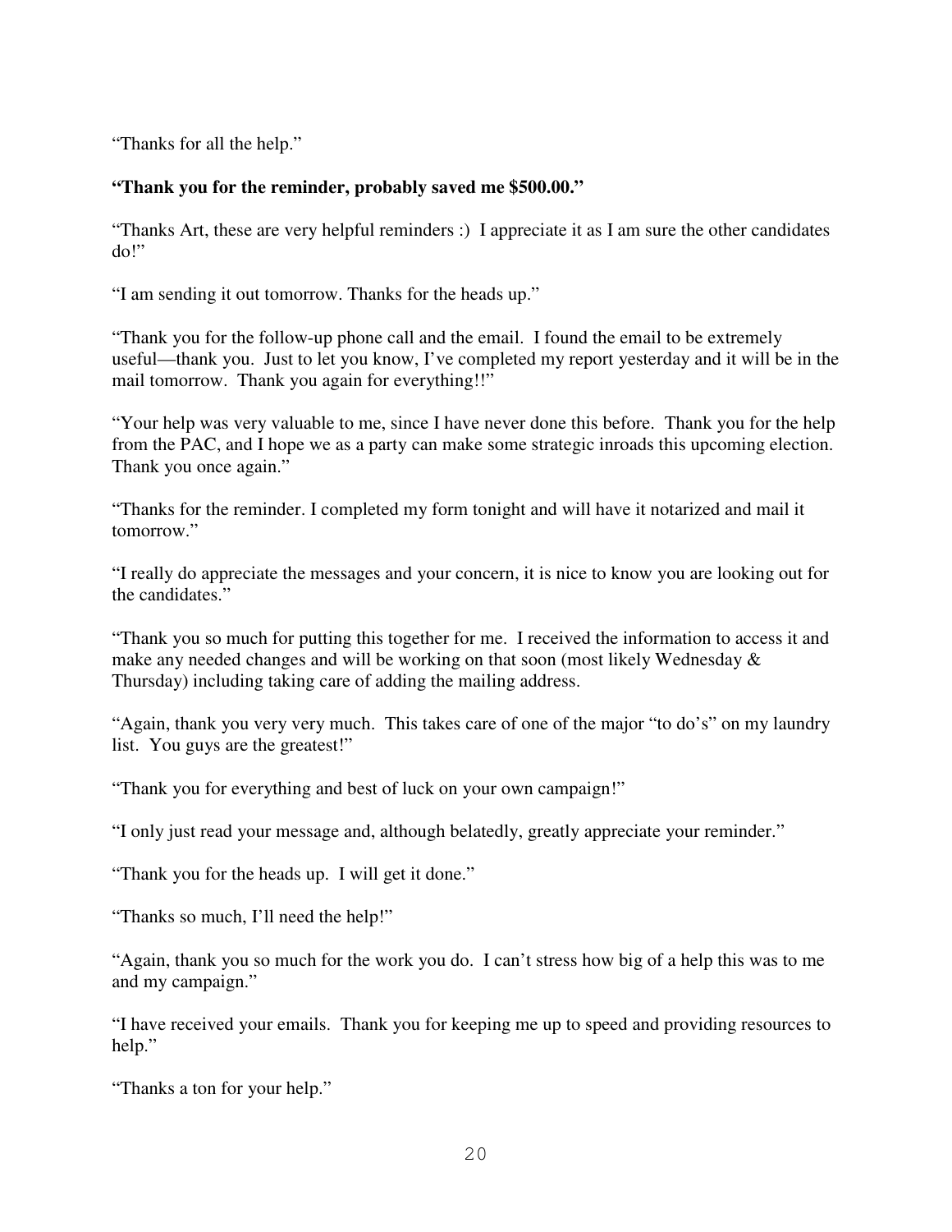"Thanks for all the help."

**"Thank you for the reminder, probably saved me $500.00."**

"Thanks Art, these are very helpful reminders :) I appreciate it as I am sure the other candidates do!"

"I am sending it out tomorrow. Thanks for the heads up."

"Thank you for the follow-up phone call and the email. I found the email to be extremely useful—thank you. Just to let you know, I've completed my report yesterday and it will be in the mail tomorrow. Thank you again for everything!!"

"Your help was very valuable to me, since I have never done this before. Thank you for the help from the PAC, and I hope we as a party can make some strategic inroads this upcoming election. Thank you once again."

"Thanks for the reminder. I completed my form tonight and will have it notarized and mail it tomorrow."

"I really do appreciate the messages and your concern, it is nice to know you are looking out for the candidates."

"Thank you so much for putting this together for me. I received the information to access it and make any needed changes and will be working on that soon (most likely Wednesday & Thursday) including taking care of adding the mailing address.

"Again, thank you very very much. This takes care of one of the major "to do's" on my laundry list. You guys are the greatest!"

"Thank you for everything and best of luck on your own campaign!"

"I only just read your message and, although belatedly, greatly appreciate your reminder."

"Thank you for the heads up. I will get it done."

"Thanks so much, I'll need the help!"

"Again, thank you so much for the work you do. I can't stress how big of a help this was to me and my campaign."

"I have received your emails. Thank you for keeping me up to speed and providing resources to help."

"Thanks a ton for your help."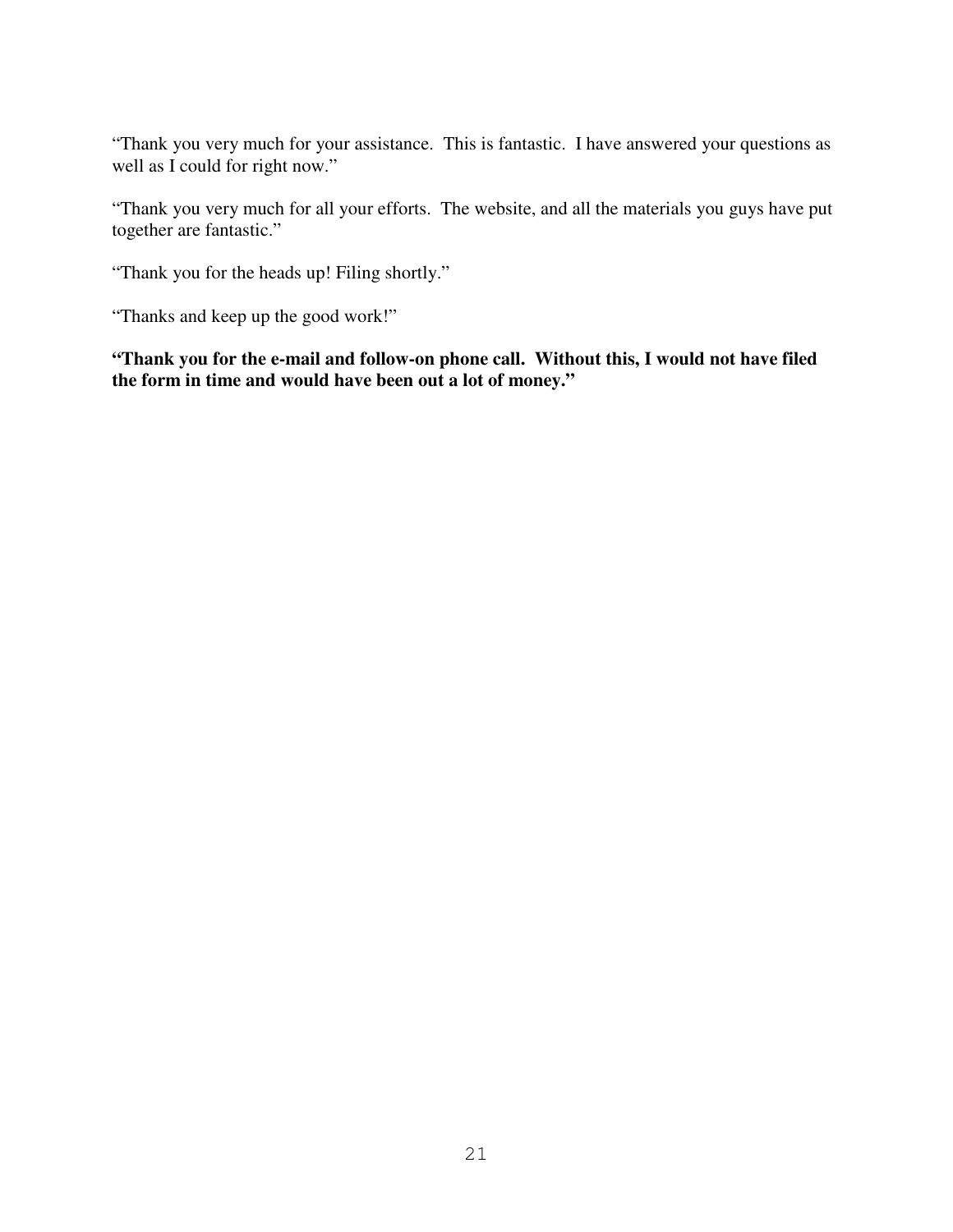"Thank you very much for your assistance. This is fantastic. I have answered your questions as well as I could for right now."

"Thank you very much for all your efforts. The website, and all the materials you guys have put together are fantastic."

"Thank you for the heads up! Filing shortly."

"Thanks and keep up the good work!"

**"Thank you for the e-mail and follow-on phone call. Without this, I would not have filed the form in time and would have been out a lot of money."**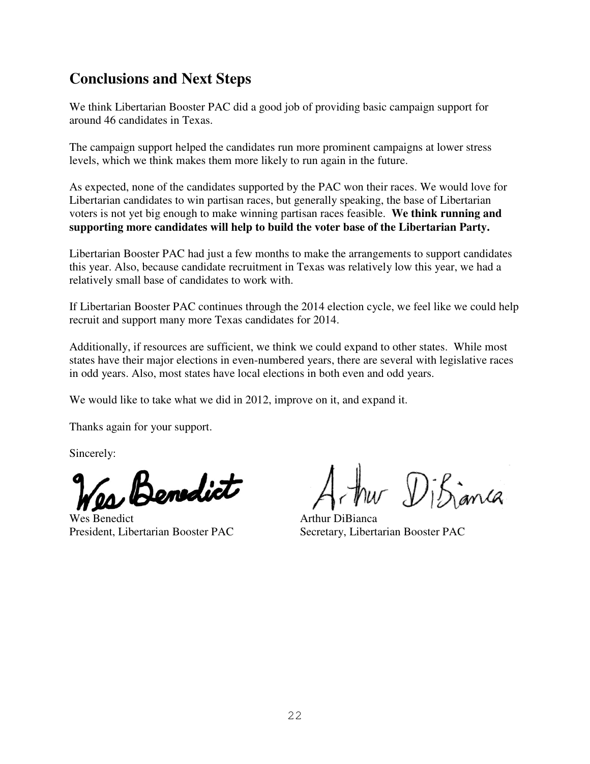## Conclusions and Next Steps

We think Libertarian Booster PAC did a good job of providing basic campaign support for around 46 candidates in Texas.

The campaign support helped the candidates run more prominent campaigns at lower stress levels, which we think makes them more likely to run again in the future.

As expected, none of the candidates supported by the PAC won their races. We would love for Libertarian candidates to win partisan races, but generally speaking, the base of Libertarian voters is not yet big enough to make winning partisan races feasible. **We think running and supporting more candidates will help to build the voter base of the Libertarian Party.**

Libertarian Booster PAC had just a few months to make the arrangements to support candidates this year. Also, because candidate recruitment in Texas was relatively low this year, we had a relatively small base of candidates to work with.

If Libertarian Booster PAC continues through the 2014 election cycle, we feel like we could help recruit and support many more Texas candidates for 2014.

Additionally, if resources are sufficient, we think we could expand to other states. While most states have their major elections in even-numbered years, there are several with legislative races in odd years. Also, most states have local elections in both even and odd years.

We would like to take what we did in 2012, improve on it, and expand it.

Thanks again for your support.

Sincerely:

Wes Benedict
President, Libertarian Booster PAC

Arthur DiBianca
Secretary, Libertarian Booster PAC